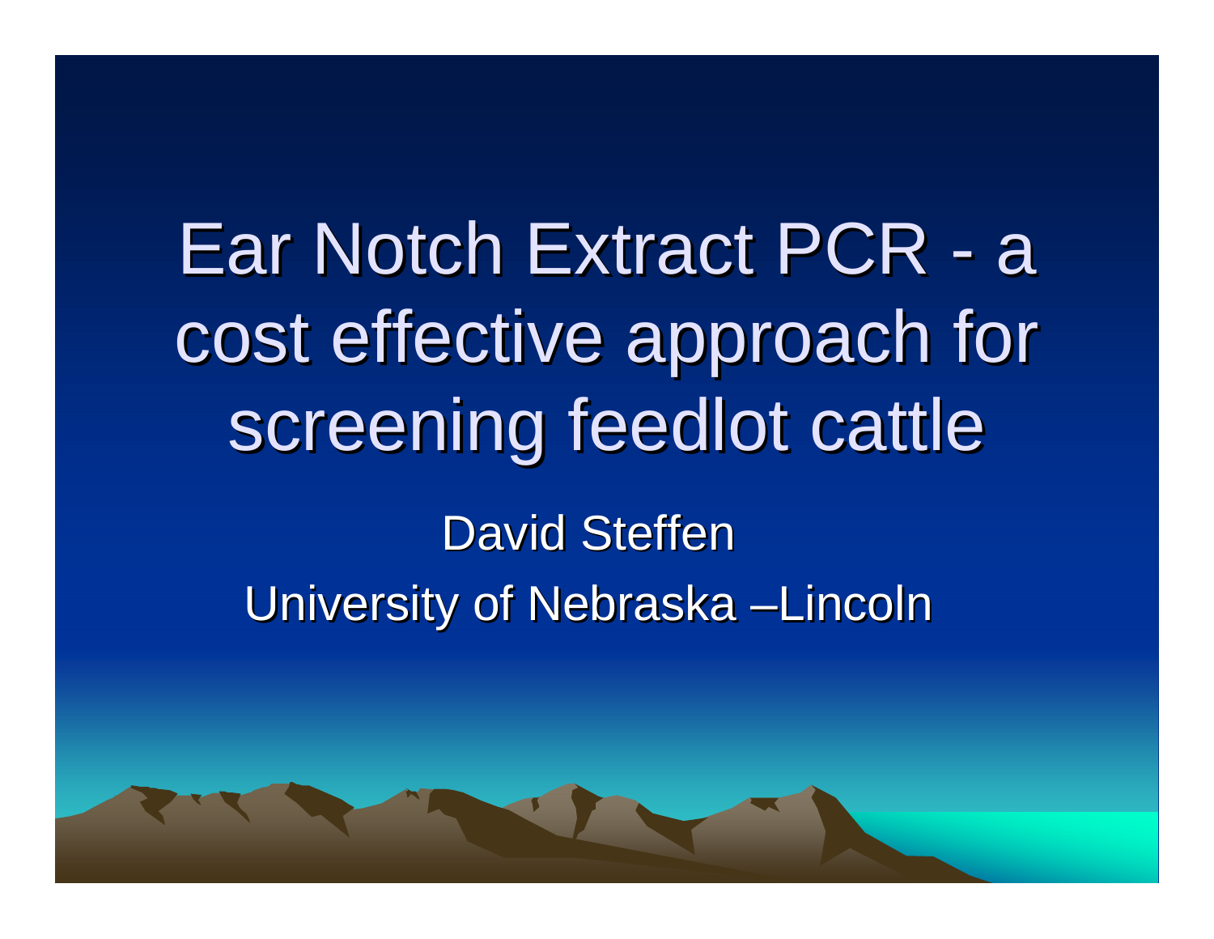# Ear Notch Extract PCR - a cost effective approach for screening feedlot cattle

David Steffen

University of Nebraska –Lincoln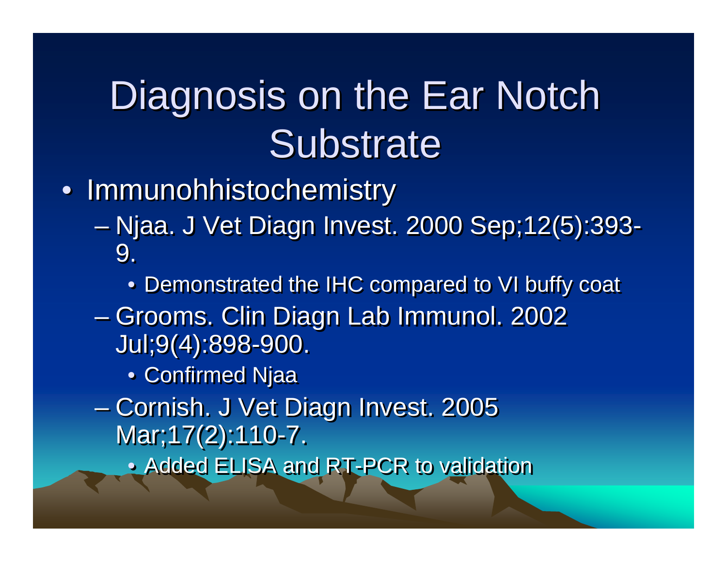# Diagnosis on the Ear Notch Substrate

- Immunohhistochemistry
  - Njaa. J Vet Diagn Invest. 2000 Sep;12(5):393-9.
    - Demonstrated the IHC compared to VI buffy coat
  - Grooms. Clin Diagn Lab Immunol. 2002 Jul;9(4):898-900.
    - Confirmed Njaa
  - Cornish. J Vet Diagn Invest. 2005 Mar;17(2):110-7.
    - Added ELISA and RT-PCR to validation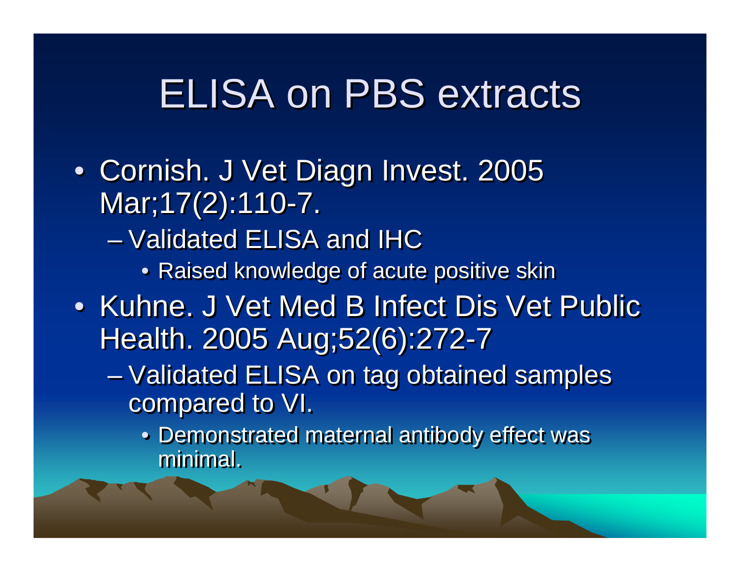# ELISA on PBS extracts

- Cornish. J Vet Diagn Invest. 2005 Mar;17(2):110-7.
  - Validated ELISA and IHC
    - Raised knowledge of acute positive skin
- Kuhne. J Vet Med B Infect Dis Vet Public Health. 2005 Aug;52(6):272-7
  - Validated ELISA on tag obtained samples compared to VI.
    - Demonstrated maternal antibody effect was minimal.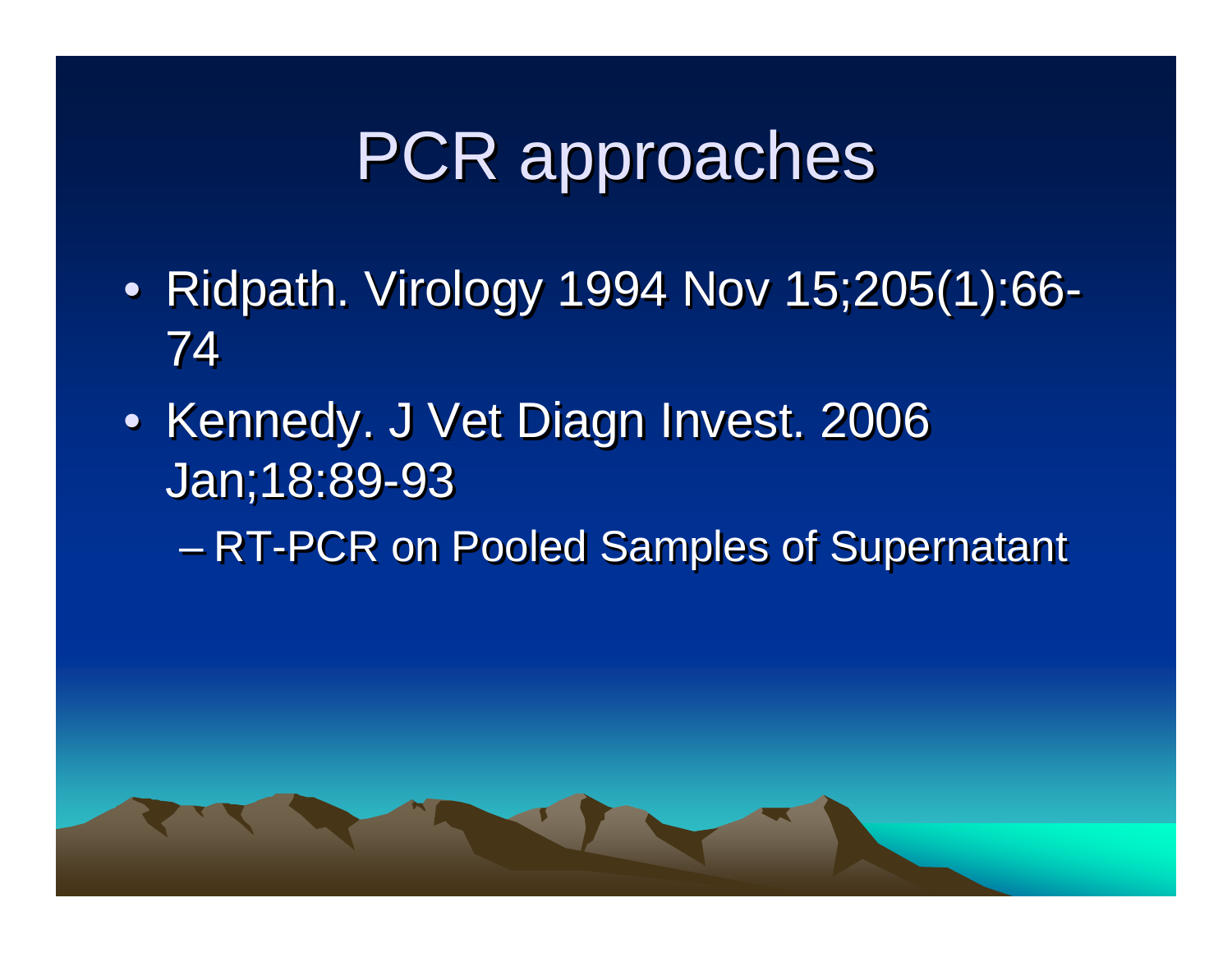# PCR approaches

- Ridpath. Virology 1994 Nov 15;205(1):66-74
- Kennedy. J Vet Diagn Invest. 2006 Jan;18:89-93
  - RT-PCR on Pooled Samples of Supernatant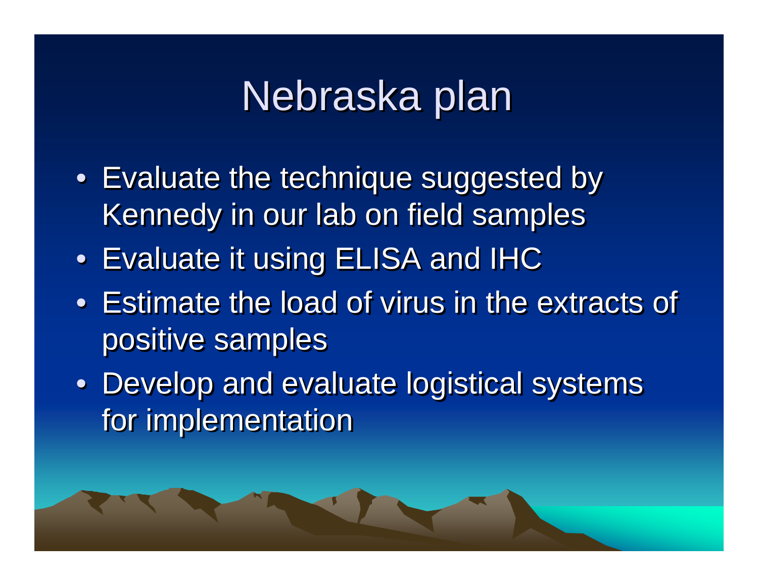# Nebraska plan

- Evaluate the technique suggested by Kennedy in our lab on field samples
- Evaluate it using ELISA and IHC
- Estimate the load of virus in the extracts of positive samples
- Develop and evaluate logistical systems for implementation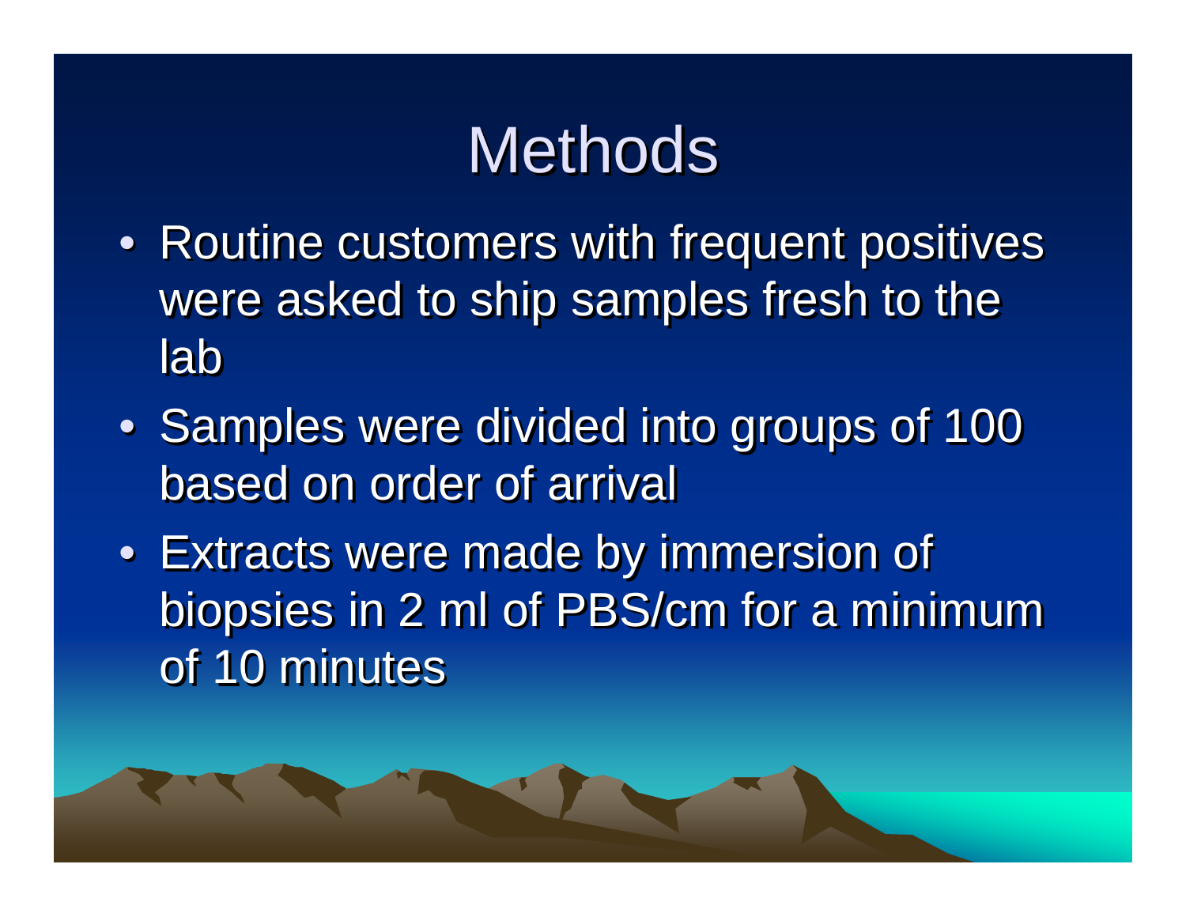# Methods

- Routine customers with frequent positives were asked to ship samples fresh to the lab
- Samples were divided into groups of 100 based on order of arrival
- Extracts were made by immersion of biopsies in 2 ml of PBS/cm for a minimum of 10 minutes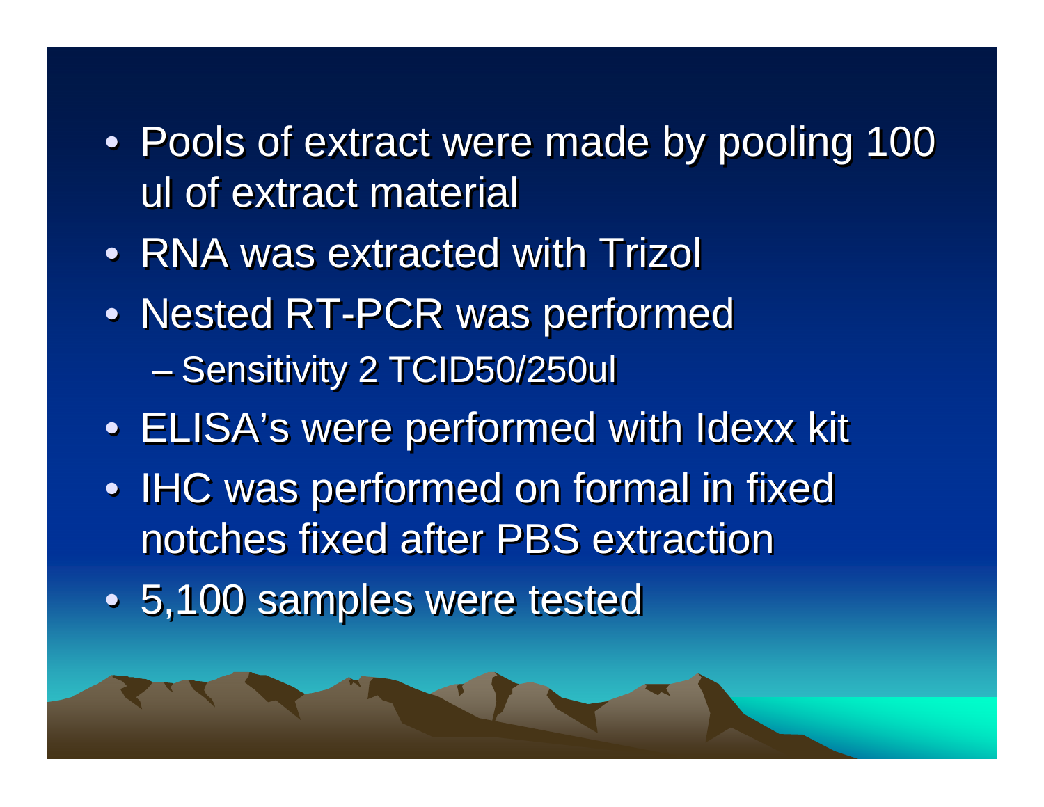- Pools of extract were made by pooling 100 ul of extract material
- RNA was extracted with Trizol
- Nested RT-PCR was performed
  - Sensitivity 2 TCID50/250ul
- ELISA's were performed with Idexx kit
- IHC was performed on formal in fixed notches fixed after PBS extraction
- 5,100 samples were tested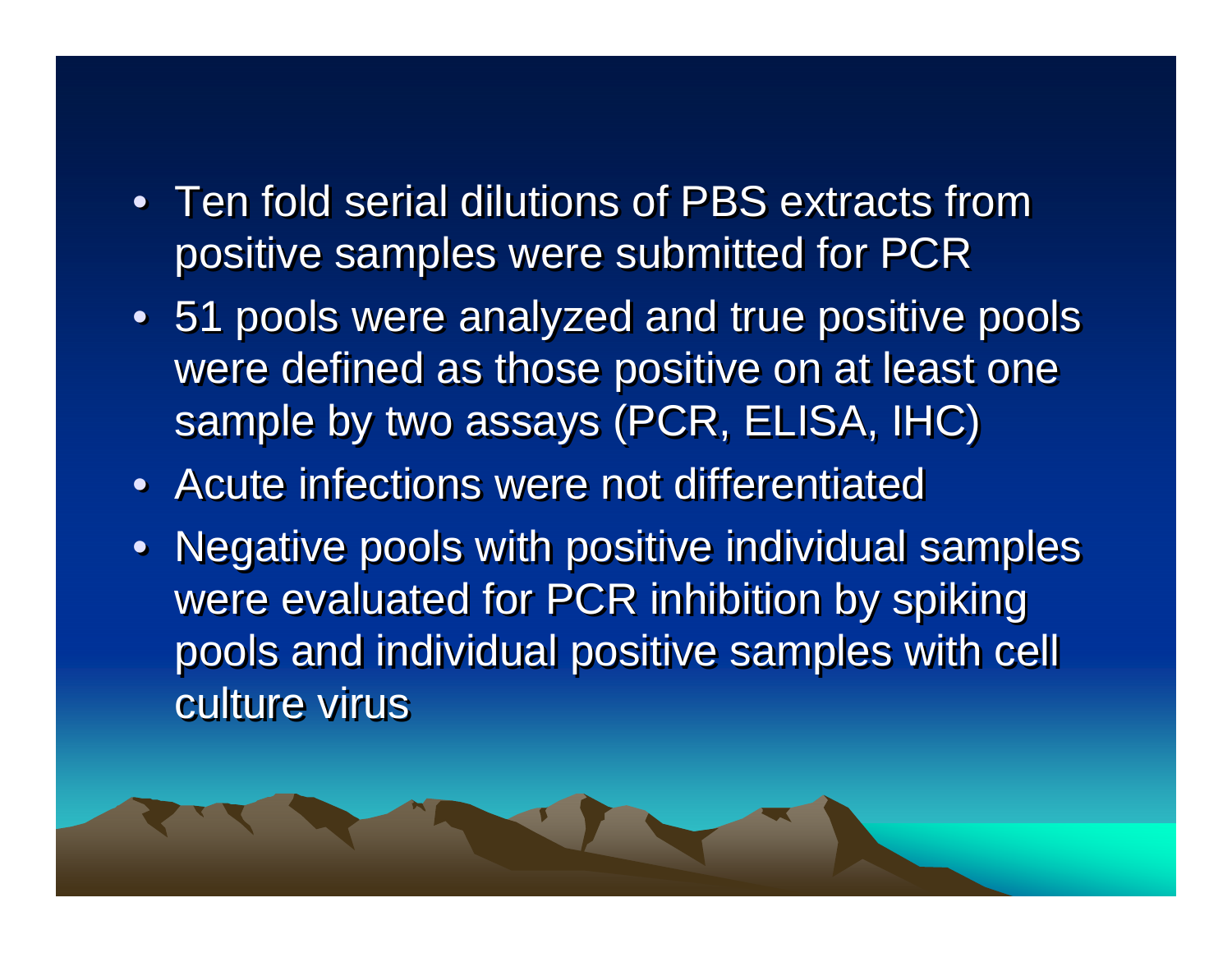- Ten fold serial dilutions of PBS extracts from positive samples were submitted for PCR
- 51 pools were analyzed and true positive pools were defined as those positive on at least one sample by two assays (PCR, ELISA, IHC)
- Acute infections were not differentiated
- Negative pools with positive individual samples were evaluated for PCR inhibition by spiking pools and individual positive samples with cell culture virus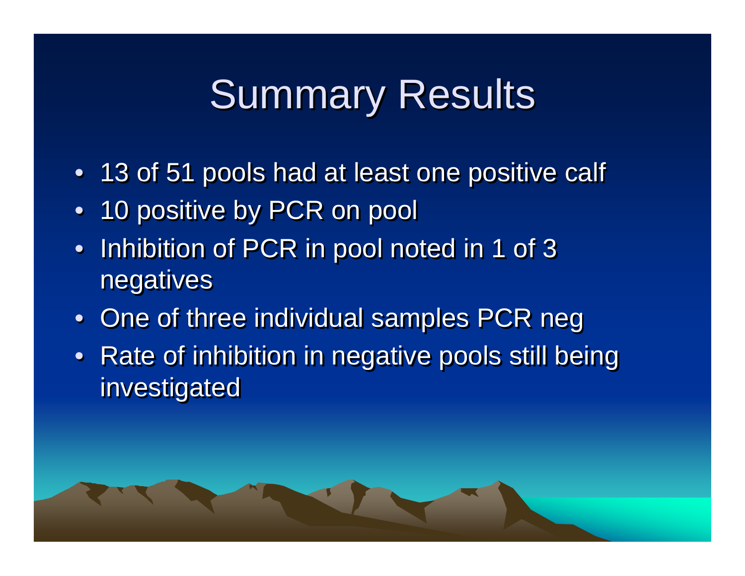# Summary Results

- 13 of 51 pools had at least one positive calf
- 10 positive by PCR on pool
- Inhibition of PCR in pool noted in 1 of 3 negatives
- One of three individual samples PCR neg
- Rate of inhibition in negative pools still being investigated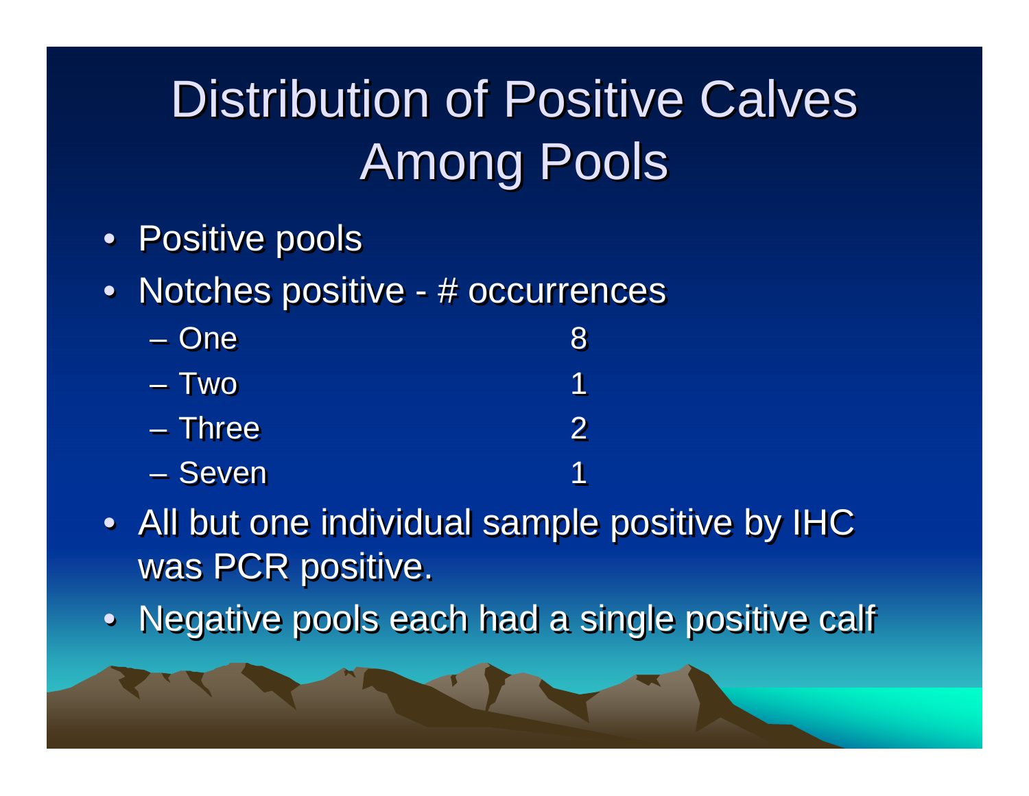# Distribution of Positive Calves Among Pools

- Positive pools
- Notches positive - # occurrences
  - One 8
  - Two 1
  - Three 2
  - Seven 1
- All but one individual sample positive by IHC was PCR positive.
- Negative pools each had a single positive calf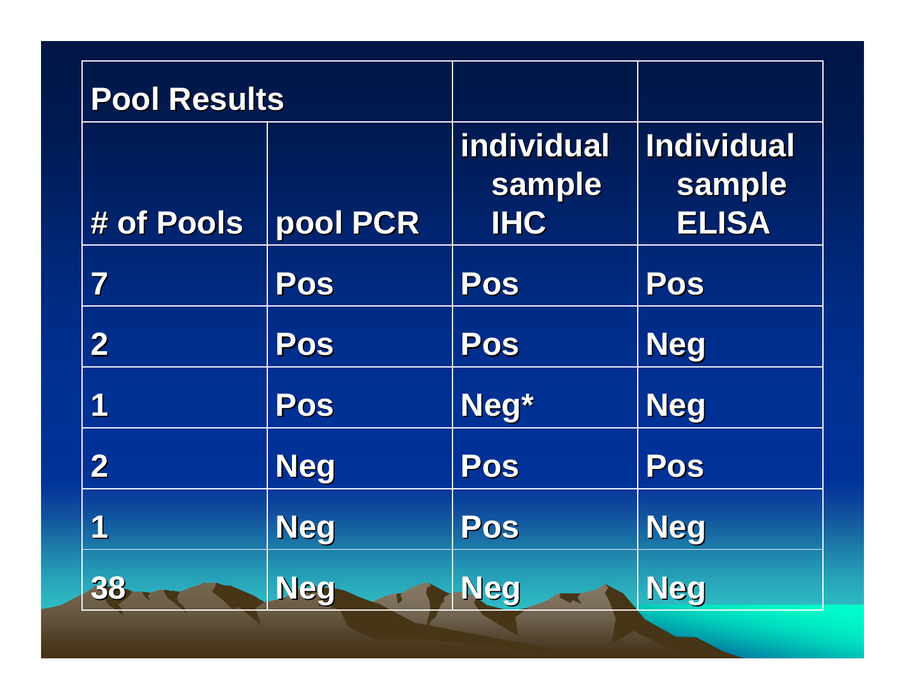| Pool Results | | | |
|---|---|---|---|
| # of Pools | pool PCR | individual sample IHC | Individual sample ELISA |
| 7 | Pos | Pos | Pos |
| 2 | Pos | Pos | Neg |
| 1 | Pos | Neg* | Neg |
| 2 | Neg | Pos | Pos |
| 1 | Neg | Pos | Neg |
| 38 | Neg | Neg | Neg |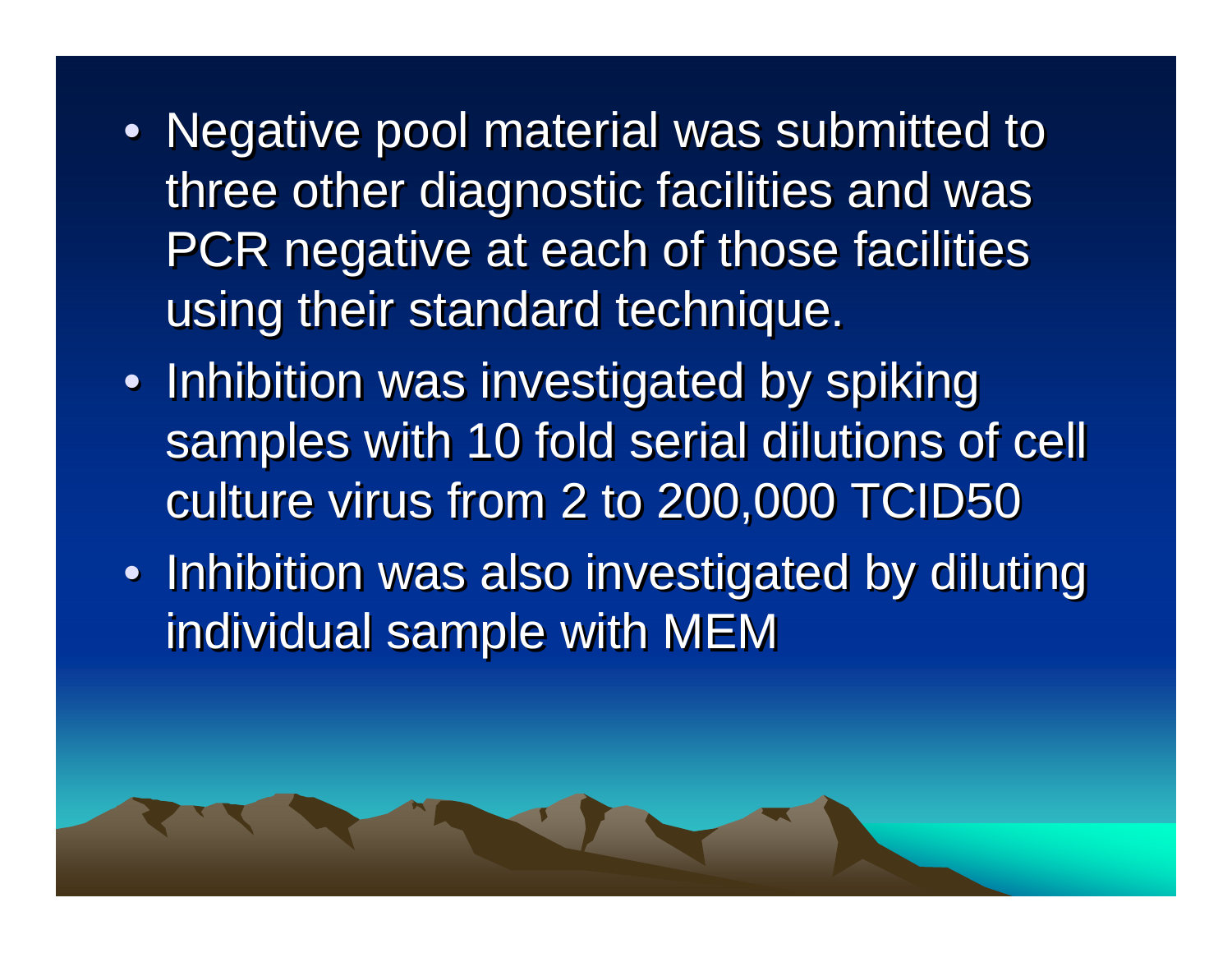- Negative pool material was submitted to three other diagnostic facilities and was PCR negative at each of those facilities using their standard technique.
- Inhibition was investigated by spiking samples with 10 fold serial dilutions of cell culture virus from 2 to 200,000 TCID50
- Inhibition was also investigated by diluting individual sample with MEM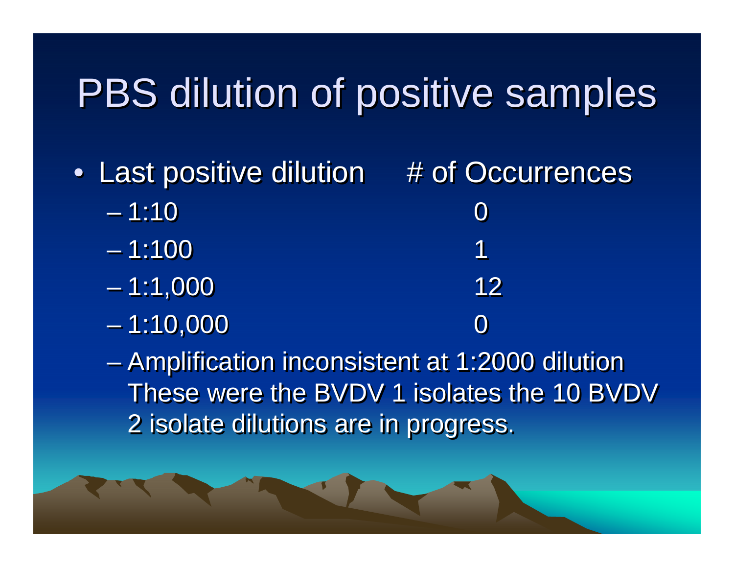# PBS dilution of positive samples

| Last positive dilution | # of Occurrences |
| --- | --- |
| 1:10 | 0 |
| 1:100 | 1 |
| 1:1,000 | 12 |
| 1:10,000 | 0 |

- Amplification inconsistent at 1:2000 dilution These were the BVDV 1 isolates the 10 BVDV 2 isolate dilutions are in progress.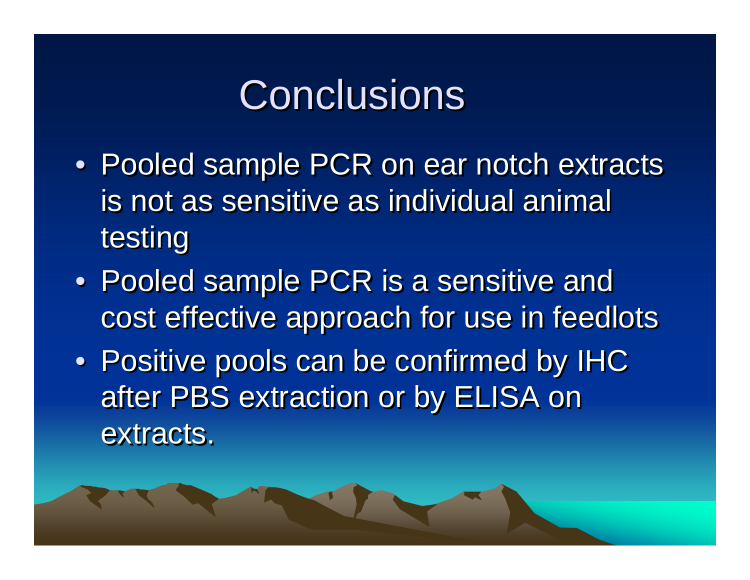# Conclusions

- Pooled sample PCR on ear notch extracts is not as sensitive as individual animal testing
- Pooled sample PCR is a sensitive and cost effective approach for use in feedlots
- Positive pools can be confirmed by IHC after PBS extraction or by ELISA on extracts.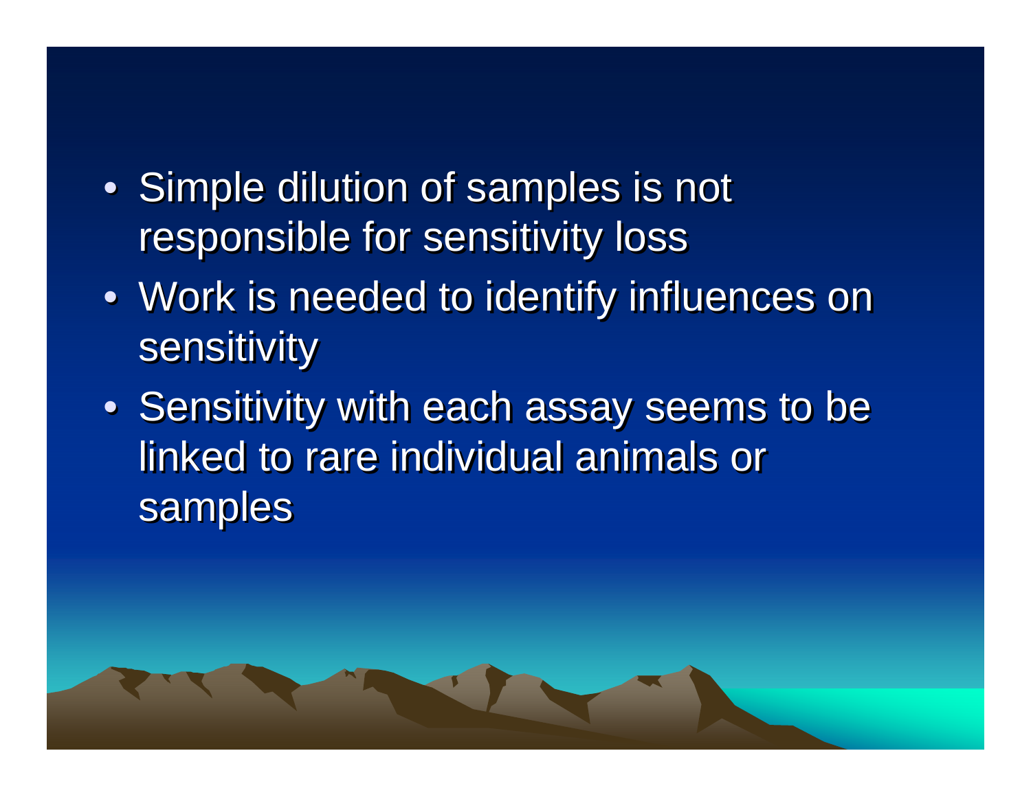- Simple dilution of samples is not responsible for sensitivity loss
- Work is needed to identify influences on sensitivity
- Sensitivity with each assay seems to be linked to rare individual animals or samples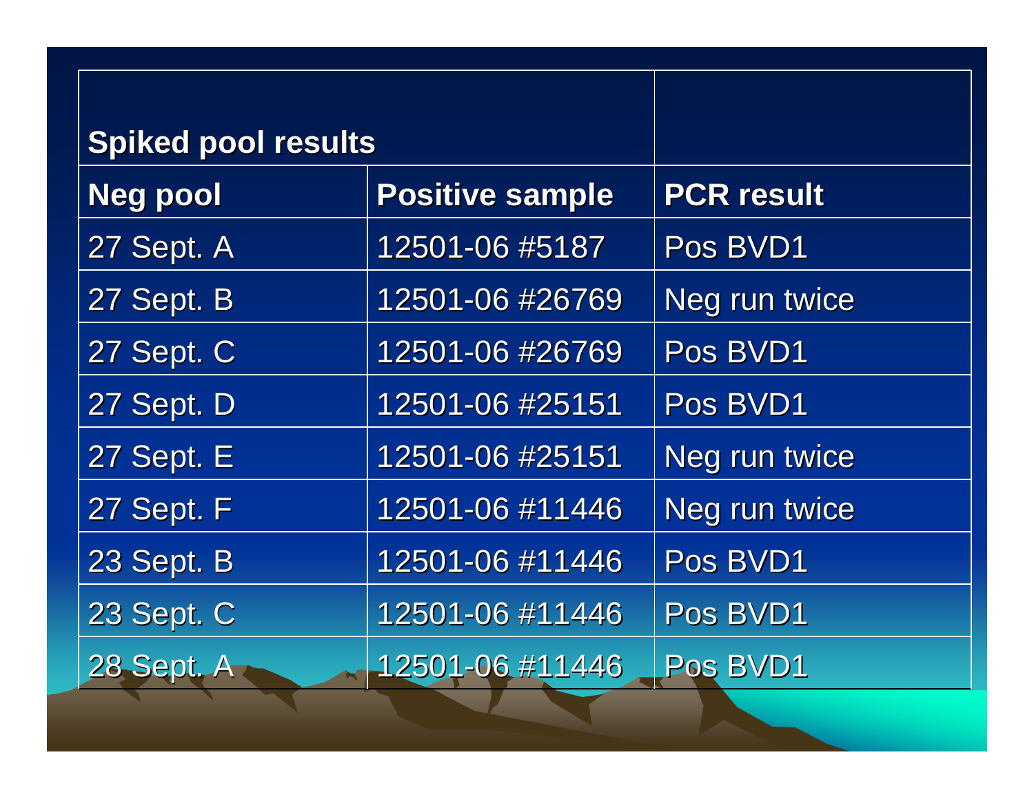| Spiked pool results | | |
| --- | --- | --- |
| **Neg pool** | **Positive sample** | **PCR result** |
| 27 Sept. A | 12501-06 #5187 | Pos BVD1 |
| 27 Sept. B | 12501-06 #26769 | Neg run twice |
| 27 Sept. C | 12501-06 #26769 | Pos BVD1 |
| 27 Sept. D | 12501-06 #25151 | Pos BVD1 |
| 27 Sept. E | 12501-06 #25151 | Neg run twice |
| 27 Sept. F | 12501-06 #11446 | Neg run twice |
| 23 Sept. B | 12501-06 #11446 | Pos BVD1 |
| 23 Sept. C | 12501-06 #11446 | Pos BVD1 |
| 28 Sept. A | 12501-06 #11446 | Pos BVD1 |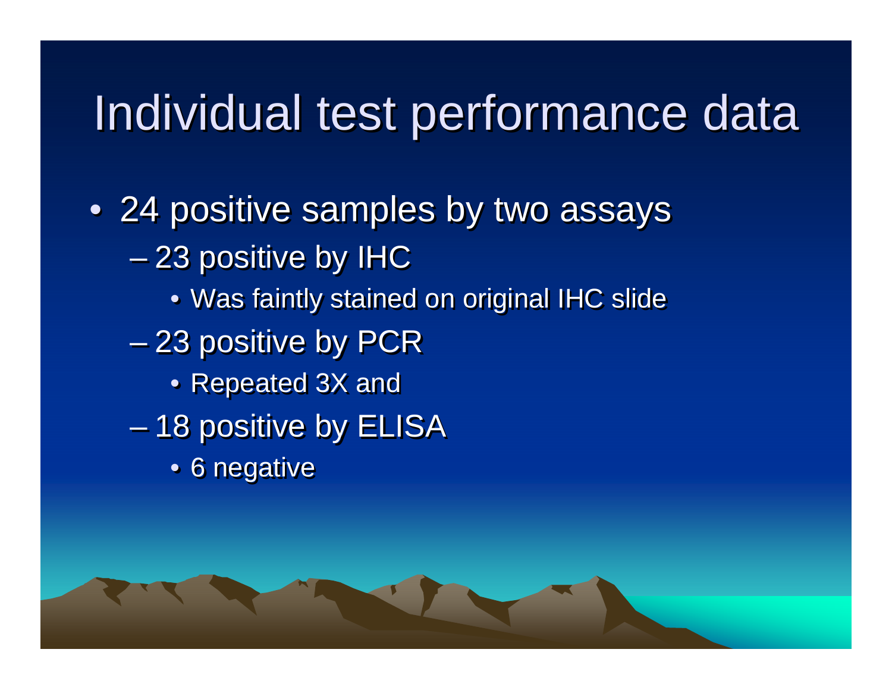# Individual test performance data

- 24 positive samples by two assays
  - 23 positive by IHC
    - Was faintly stained on original IHC slide
  - 23 positive by PCR
    - Repeated 3X and
  - 18 positive by ELISA
    - 6 negative